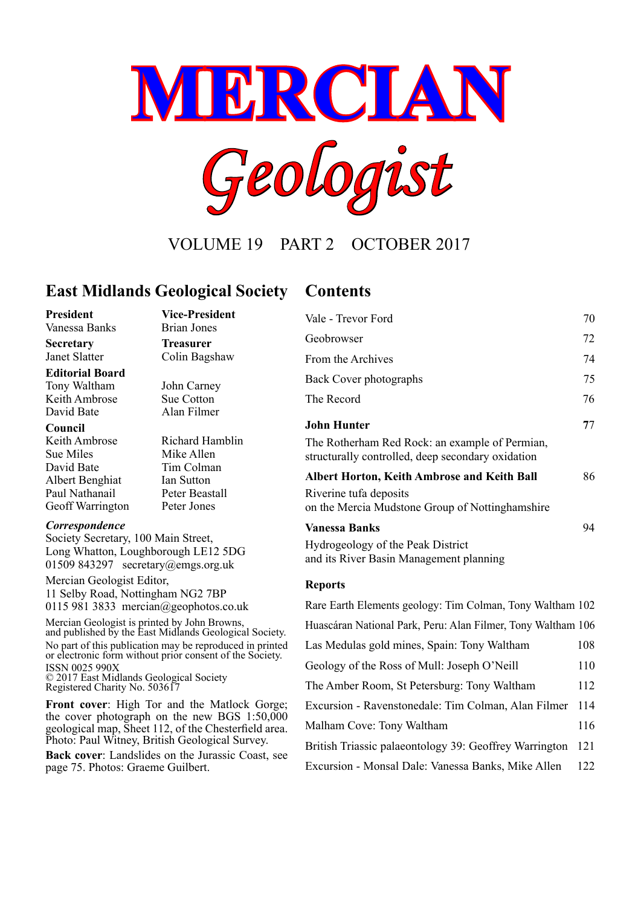# MERCIAN

# Geologist

VOLUME 19 PART 2 OCTOBER 2017

## East Midlands Geological Society

**President**
Vanessa Banks

**Vice-President**
Brian Jones

**Secretary**
Janet Slatter

**Treasurer**
Colin Bagshaw

**Editorial Board**
Tony Waltham
Keith Ambrose
David Bate
John Carney
Sue Cotton
Alan Filmer

**Council**
Keith Ambrose
Sue Miles
David Bate
Albert Benghiat
Paul Nathanail
Geoff Warrington
Richard Hamblin
Mike Allen
Tim Colman
Ian Sutton
Peter Beastall
Peter Jones

***Correspondence***
Society Secretary, 100 Main Street,
Long Whatton, Loughborough LE12 5DG
01509 843297 secretary@emgs.org.uk

Mercian Geologist Editor,
11 Selby Road, Nottingham NG2 7BP
0115 981 3833 mercian@geophotos.co.uk

Mercian Geologist is printed by John Browns,
and published by the East Midlands Geological Society.
No part of this publication may be reproduced in printed or electronic form without prior consent of the Society.
ISSN 0025 990X
© 2017 East Midlands Geological Society
Registered Charity No. 503617

**Front cover**: High Tor and the Matlock Gorge; the cover photograph on the new BGS 1:50,000 geological map, Sheet 112, of the Chesterfield area. Photo: Paul Witney, British Geological Survey.

**Back cover**: Landslides on the Jurassic Coast, see page 75. Photos: Graeme Guilbert.

## Contents

| | |
|---|---|
| Vale - Trevor Ford | 70 |
| Geobrowser | 72 |
| From the Archives | 74 |
| Back Cover photographs | 75 |
| The Record | 76 |
| **John Hunter** | 77 |
| The Rotherham Red Rock: an example of Permian, structurally controlled, deep secondary oxidation | |
| **Albert Horton, Keith Ambrose and Keith Ball** | 86 |
| Riverine tufa deposits on the Mercia Mudstone Group of Nottinghamshire | |
| **Vanessa Banks** | 94 |
| Hydrogeology of the Peak District and its River Basin Management planning | |

**Reports**

| | |
|---|---|
| Rare Earth Elements geology: Tim Colman, Tony Waltham | 102 |
| Huascáran National Park, Peru: Alan Filmer, Tony Waltham | 106 |
| Las Medulas gold mines, Spain: Tony Waltham | 108 |
| Geology of the Ross of Mull: Joseph O'Neill | 110 |
| The Amber Room, St Petersburg: Tony Waltham | 112 |
| Excursion - Ravenstonedale: Tim Colman, Alan Filmer | 114 |
| Malham Cove: Tony Waltham | 116 |
| British Triassic palaeontology 39: Geoffrey Warrington | 121 |
| Excursion - Monsal Dale: Vanessa Banks, Mike Allen | 122 |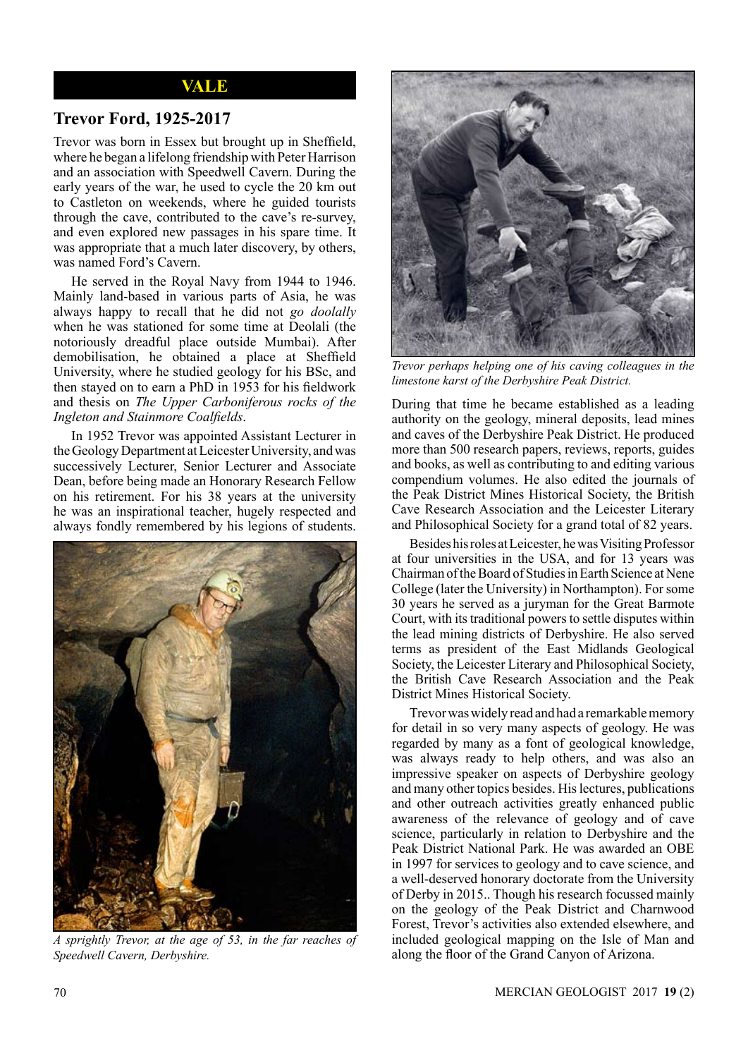## VALE

## Trevor Ford, 1925-2017

Trevor was born in Essex but brought up in Sheffield, where he began a lifelong friendship with Peter Harrison and an association with Speedwell Cavern. During the early years of the war, he used to cycle the 20 km out to Castleton on weekends, where he guided tourists through the cave, contributed to the cave's re-survey, and even explored new passages in his spare time. It was appropriate that a much later discovery, by others, was named Ford's Cavern.

He served in the Royal Navy from 1944 to 1946. Mainly land-based in various parts of Asia, he was always happy to recall that he did not *go doolally* when he was stationed for some time at Deolali (the notoriously dreadful place outside Mumbai). After demobilisation, he obtained a place at Sheffield University, where he studied geology for his BSc, and then stayed on to earn a PhD in 1953 for his fieldwork and thesis on *The Upper Carboniferous rocks of the Ingleton and Stainmore Coalfields*.

In 1952 Trevor was appointed Assistant Lecturer in the Geology Department at Leicester University, and was successively Lecturer, Senior Lecturer and Associate Dean, before being made an Honorary Research Fellow on his retirement. For his 38 years at the university he was an inspirational teacher, hugely respected and always fondly remembered by his legions of students.

*A sprightly Trevor, at the age of 53, in the far reaches of Speedwell Cavern, Derbyshire.*

*Trevor perhaps helping one of his caving colleagues in the limestone karst of the Derbyshire Peak District.*

During that time he became established as a leading authority on the geology, mineral deposits, lead mines and caves of the Derbyshire Peak District. He produced more than 500 research papers, reviews, reports, guides and books, as well as contributing to and editing various compendium volumes. He also edited the journals of the Peak District Mines Historical Society, the British Cave Research Association and the Leicester Literary and Philosophical Society for a grand total of 82 years.

Besides his roles at Leicester, he was Visiting Professor at four universities in the USA, and for 13 years was Chairman of the Board of Studies in Earth Science at Nene College (later the University) in Northampton). For some 30 years he served as a juryman for the Great Barmote Court, with its traditional powers to settle disputes within the lead mining districts of Derbyshire. He also served terms as president of the East Midlands Geological Society, the Leicester Literary and Philosophical Society, the British Cave Research Association and the Peak District Mines Historical Society.

Trevor was widely read and had a remarkable memory for detail in so very many aspects of geology. He was regarded by many as a font of geological knowledge, was always ready to help others, and was also an impressive speaker on aspects of Derbyshire geology and many other topics besides. His lectures, publications and other outreach activities greatly enhanced public awareness of the relevance of geology and of cave science, particularly in relation to Derbyshire and the Peak District National Park. He was awarded an OBE in 1997 for services to geology and to cave science, and a well-deserved honorary doctorate from the University of Derby in 2015.. Though his research focussed mainly on the geology of the Peak District and Charnwood Forest, Trevor's activities also extended elsewhere, and included geological mapping on the Isle of Man and along the floor of the Grand Canyon of Arizona.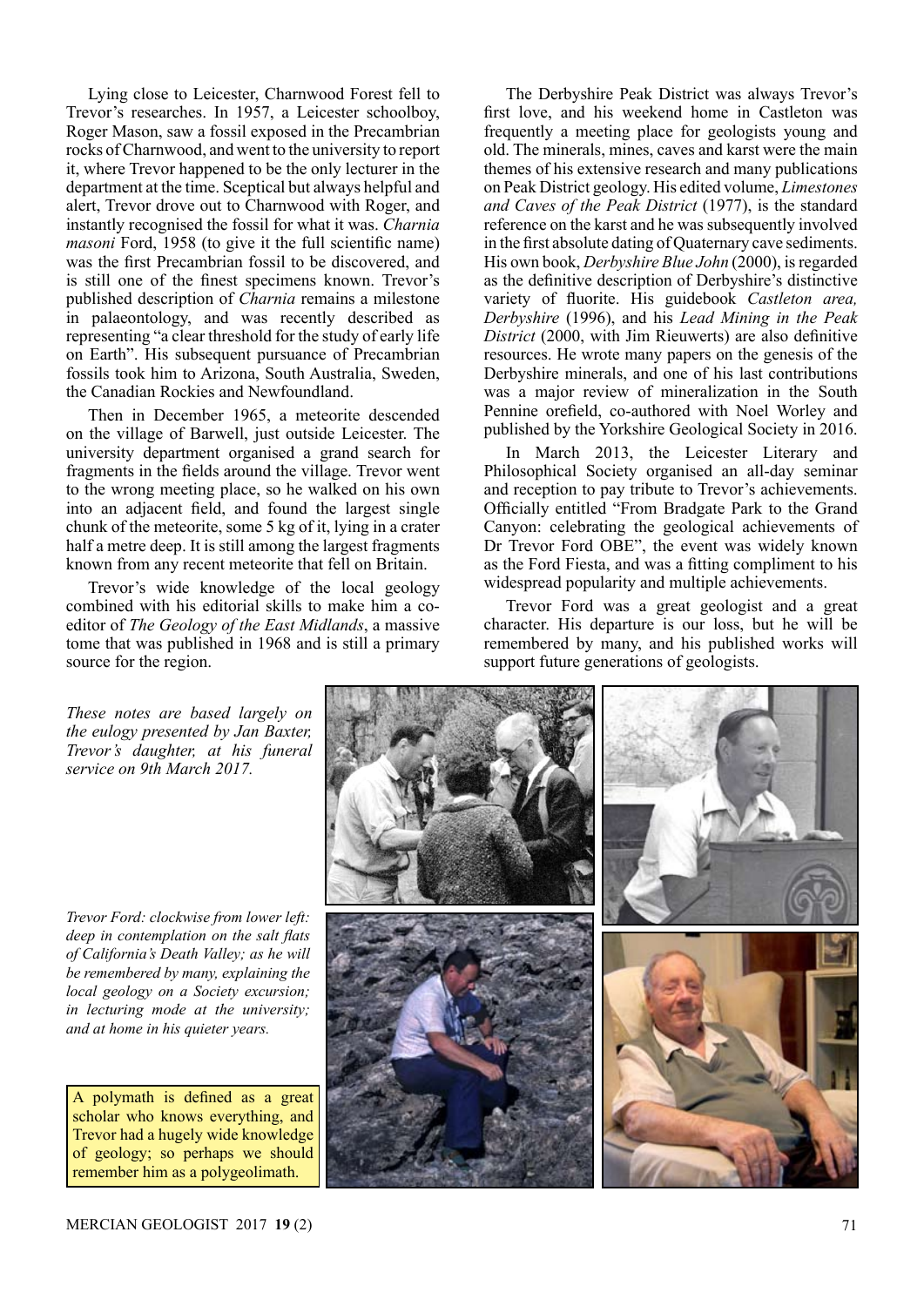Lying close to Leicester, Charnwood Forest fell to Trevor's researches. In 1957, a Leicester schoolboy, Roger Mason, saw a fossil exposed in the Precambrian rocks of Charnwood, and went to the university to report it, where Trevor happened to be the only lecturer in the department at the time. Sceptical but always helpful and alert, Trevor drove out to Charnwood with Roger, and instantly recognised the fossil for what it was. *Charnia masoni* Ford, 1958 (to give it the full scientific name) was the first Precambrian fossil to be discovered, and is still one of the finest specimens known. Trevor's published description of *Charnia* remains a milestone in palaeontology, and was recently described as representing "a clear threshold for the study of early life on Earth". His subsequent pursuance of Precambrian fossils took him to Arizona, South Australia, Sweden, the Canadian Rockies and Newfoundland.

Then in December 1965, a meteorite descended on the village of Barwell, just outside Leicester. The university department organised a grand search for fragments in the fields around the village. Trevor went to the wrong meeting place, so he walked on his own into an adjacent field, and found the largest single chunk of the meteorite, some 5 kg of it, lying in a crater half a metre deep. It is still among the largest fragments known from any recent meteorite that fell on Britain.

Trevor's wide knowledge of the local geology combined with his editorial skills to make him a co-editor of *The Geology of the East Midlands*, a massive tome that was published in 1968 and is still a primary source for the region.

The Derbyshire Peak District was always Trevor's first love, and his weekend home in Castleton was frequently a meeting place for geologists young and old. The minerals, mines, caves and karst were the main themes of his extensive research and many publications on Peak District geology. His edited volume, *Limestones and Caves of the Peak District* (1977), is the standard reference on the karst and he was subsequently involved in the first absolute dating of Quaternary cave sediments. His own book, *Derbyshire Blue John* (2000), is regarded as the definitive description of Derbyshire's distinctive variety of fluorite. His guidebook *Castleton area, Derbyshire* (1996), and his *Lead Mining in the Peak District* (2000, with Jim Rieuwerts) are also definitive resources. He wrote many papers on the genesis of the Derbyshire minerals, and one of his last contributions was a major review of mineralization in the South Pennine orefield, co-authored with Noel Worley and published by the Yorkshire Geological Society in 2016.

In March 2013, the Leicester Literary and Philosophical Society organised an all-day seminar and reception to pay tribute to Trevor's achievements. Officially entitled "From Bradgate Park to the Grand Canyon: celebrating the geological achievements of Dr Trevor Ford OBE", the event was widely known as the Ford Fiesta, and was a fitting compliment to his widespread popularity and multiple achievements.

Trevor Ford was a great geologist and a great character. His departure is our loss, but he will be remembered by many, and his published works will support future generations of geologists.

*These notes are based largely on the eulogy presented by Jan Baxter, Trevor's daughter, at his funeral service on 9th March 2017.*

*Trevor Ford: clockwise from lower left: deep in contemplation on the salt flats of California's Death Valley; as he will be remembered by many, explaining the local geology on a Society excursion; in lecturing mode at the university; and at home in his quieter years.*

A polymath is defined as a great scholar who knows everything, and Trevor had a hugely wide knowledge of geology; so perhaps we should remember him as a polygeolimath.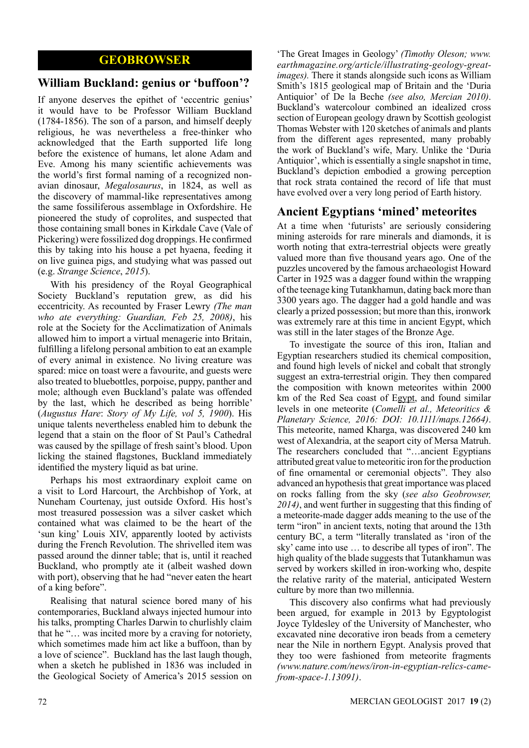# GEOBROWSER

## William Buckland: genius or 'buffoon'?

If anyone deserves the epithet of 'eccentric genius' it would have to be Professor William Buckland (1784-1856). The son of a parson, and himself deeply religious, he was nevertheless a free-thinker who acknowledged that the Earth supported life long before the existence of humans, let alone Adam and Eve. Among his many scientific achievements was the world's first formal naming of a recognized non-avian dinosaur, *Megalosaurus*, in 1824, as well as the discovery of mammal-like representatives among the same fossiliferous assemblage in Oxfordshire. He pioneered the study of coprolites, and suspected that those containing small bones in Kirkdale Cave (Vale of Pickering) were fossilized dog droppings. He confirmed this by taking into his house a pet hyaena, feeding it on live guinea pigs, and studying what was passed out (e.g. *Strange Science*, *2015*).

With his presidency of the Royal Geographical Society Buckland's reputation grew, as did his eccentricity. As recounted by Fraser Lewry *(The man who ate everything: Guardian, Feb 25, 2008)*, his role at the Society for the Acclimatization of Animals allowed him to import a virtual menagerie into Britain, fulfilling a lifelong personal ambition to eat an example of every animal in existence. No living creature was spared: mice on toast were a favourite, and guests were also treated to bluebottles, porpoise, puppy, panther and mole; although even Buckland's palate was offended by the last, which he described as being horrible' (*Augustus Hare*: *Story of My Life, vol 5, 1900*). His unique talents nevertheless enabled him to debunk the legend that a stain on the floor of St Paul's Cathedral was caused by the spillage of fresh saint's blood. Upon licking the stained flagstones, Buckland immediately identified the mystery liquid as bat urine.

Perhaps his most extraordinary exploit came on a visit to Lord Harcourt, the Archbishop of York, at Nuneham Courtenay, just outside Oxford. His host's most treasured possession was a silver casket which contained what was claimed to be the heart of the 'sun king' Louis XIV, apparently looted by activists during the French Revolution. The shrivelled item was passed around the dinner table; that is, until it reached Buckland, who promptly ate it (albeit washed down with port), observing that he had "never eaten the heart of a king before".

Realising that natural science bored many of his contemporaries, Buckland always injected humour into his talks, prompting Charles Darwin to churlishly claim that he "… was incited more by a craving for notoriety, which sometimes made him act like a buffoon, than by a love of science". Buckland has the last laugh though, when a sketch he published in 1836 was included in the Geological Society of America's 2015 session on 'The Great Images in Geology' *(Timothy Oleson; www.earthmagazine.org/article/illustrating-geology-great-images).* There it stands alongside such icons as William Smith's 1815 geological map of Britain and the 'Duria Antiquior' of De la Beche *(see also, Mercian 2010)*. Buckland's watercolour combined an idealized cross section of European geology drawn by Scottish geologist Thomas Webster with 120 sketches of animals and plants from the different ages represented, many probably the work of Buckland's wife, Mary. Unlike the 'Duria Antiquior', which is essentially a single snapshot in time, Buckland's depiction embodied a growing perception that rock strata contained the record of life that must have evolved over a very long period of Earth history.

## Ancient Egyptians 'mined' meteorites

At a time when 'futurists' are seriously considering mining asteroids for rare minerals and diamonds, it is worth noting that extra-terrestrial objects were greatly valued more than five thousand years ago. One of the puzzles uncovered by the famous archaeologist Howard Carter in 1925 was a dagger found within the wrapping of the teenage king Tutankhamun, dating back more than 3300 years ago. The dagger had a gold handle and was clearly a prized possession; but more than this, ironwork was extremely rare at this time in ancient Egypt, which was still in the later stages of the Bronze Age.

To investigate the source of this iron, Italian and Egyptian researchers studied its chemical composition, and found high levels of nickel and cobalt that strongly suggest an extra-terrestrial origin. They then compared the composition with known meteorites within 2000 km of the Red Sea coast of Egypt, and found similar levels in one meteorite (*Comelli et al., Meteoritics & Planetary Science, 2016: DOI: 10.1111/maps.12664)*. This meteorite, named Kharga, was discovered 240 km west of Alexandria, at the seaport city of Mersa Matruh. The researchers concluded that "…ancient Egyptians attributed great value to meteoritic iron for the production of fine ornamental or ceremonial objects". They also advanced an hypothesis that great importance was placed on rocks falling from the sky (*see also Geobrowser, 2014)*, and went further in suggesting that this finding of a meteorite-made dagger adds meaning to the use of the term "iron" in ancient texts, noting that around the 13th century BC, a term "literally translated as 'iron of the sky' came into use … to describe all types of iron". The high quality of the blade suggests that Tutankhamun was served by workers skilled in iron-working who, despite the relative rarity of the material, anticipated Western culture by more than two millennia.

This discovery also confirms what had previously been argued, for example in 2013 by Egyptologist Joyce Tyldesley of the University of Manchester, who excavated nine decorative iron beads from a cemetery near the Nile in northern Egypt. Analysis proved that they too were fashioned from meteorite fragments *(www.nature.com/news/iron-in-egyptian-relics-came-from-space-1.13091)*.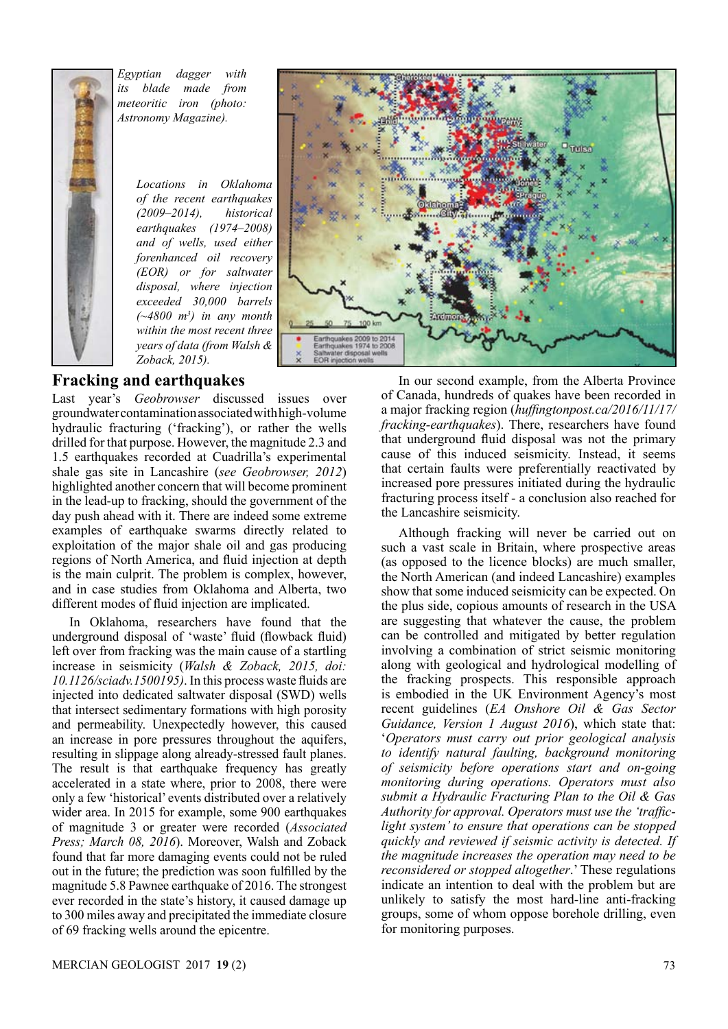*Egyptian dagger with its blade made from meteoritic iron (photo: Astronomy Magazine).*

*Locations in Oklahoma of the recent earthquakes (2009–2014), historical earthquakes (1974–2008) and of wells, used either forenhanced oil recovery (EOR) or for saltwater disposal, where injection exceeded 30,000 barrels (~4800 m³) in any month within the most recent three years of data (from Walsh & Zoback, 2015).*

## Fracking and earthquakes

Last year's *Geobrowser* discussed issues over groundwater contamination associated with high-volume hydraulic fracturing ('fracking'), or rather the wells drilled for that purpose. However, the magnitude 2.3 and 1.5 earthquakes recorded at Cuadrilla's experimental shale gas site in Lancashire (*see Geobrowser, 2012*) highlighted another concern that will become prominent in the lead-up to fracking, should the government of the day push ahead with it. There are indeed some extreme examples of earthquake swarms directly related to exploitation of the major shale oil and gas producing regions of North America, and fluid injection at depth is the main culprit. The problem is complex, however, and in case studies from Oklahoma and Alberta, two different modes of fluid injection are implicated.

In Oklahoma, researchers have found that the underground disposal of 'waste' fluid (flowback fluid) left over from fracking was the main cause of a startling increase in seismicity (*Walsh & Zoback, 2015, doi: 10.1126/sciadv.1500195)*. In this process waste fluids are injected into dedicated saltwater disposal (SWD) wells that intersect sedimentary formations with high porosity and permeability. Unexpectedly however, this caused an increase in pore pressures throughout the aquifers, resulting in slippage along already-stressed fault planes. The result is that earthquake frequency has greatly accelerated in a state where, prior to 2008, there were only a few 'historical' events distributed over a relatively wider area. In 2015 for example, some 900 earthquakes of magnitude 3 or greater were recorded (*Associated Press; March 08, 2016*). Moreover, Walsh and Zoback found that far more damaging events could not be ruled out in the future; the prediction was soon fulfilled by the magnitude 5.8 Pawnee earthquake of 2016. The strongest ever recorded in the state's history, it caused damage up to 300 miles away and precipitated the immediate closure of 69 fracking wells around the epicentre.

In our second example, from the Alberta Province of Canada, hundreds of quakes have been recorded in a major fracking region (*huffingtonpost.ca/2016/11/17/fracking-earthquakes*). There, researchers have found that underground fluid disposal was not the primary cause of this induced seismicity. Instead, it seems that certain faults were preferentially reactivated by increased pore pressures initiated during the hydraulic fracturing process itself - a conclusion also reached for the Lancashire seismicity.

Although fracking will never be carried out on such a vast scale in Britain, where prospective areas (as opposed to the licence blocks) are much smaller, the North American (and indeed Lancashire) examples show that some induced seismicity can be expected. On the plus side, copious amounts of research in the USA are suggesting that whatever the cause, the problem can be controlled and mitigated by better regulation involving a combination of strict seismic monitoring along with geological and hydrological modelling of the fracking prospects. This responsible approach is embodied in the UK Environment Agency's most recent guidelines (*EA Onshore Oil & Gas Sector Guidance, Version 1 August 2016*), which state that: '*Operators must carry out prior geological analysis to identify natural faulting, background monitoring of seismicity before operations start and on-going monitoring during operations. Operators must also submit a Hydraulic Fracturing Plan to the Oil & Gas Authority for approval. Operators must use the 'traffic-light system' to ensure that operations can be stopped quickly and reviewed if seismic activity is detected. If the magnitude increases the operation may need to be reconsidered or stopped altogether*.' These regulations indicate an intention to deal with the problem but are unlikely to satisfy the most hard-line anti-fracking groups, some of whom oppose borehole drilling, even for monitoring purposes.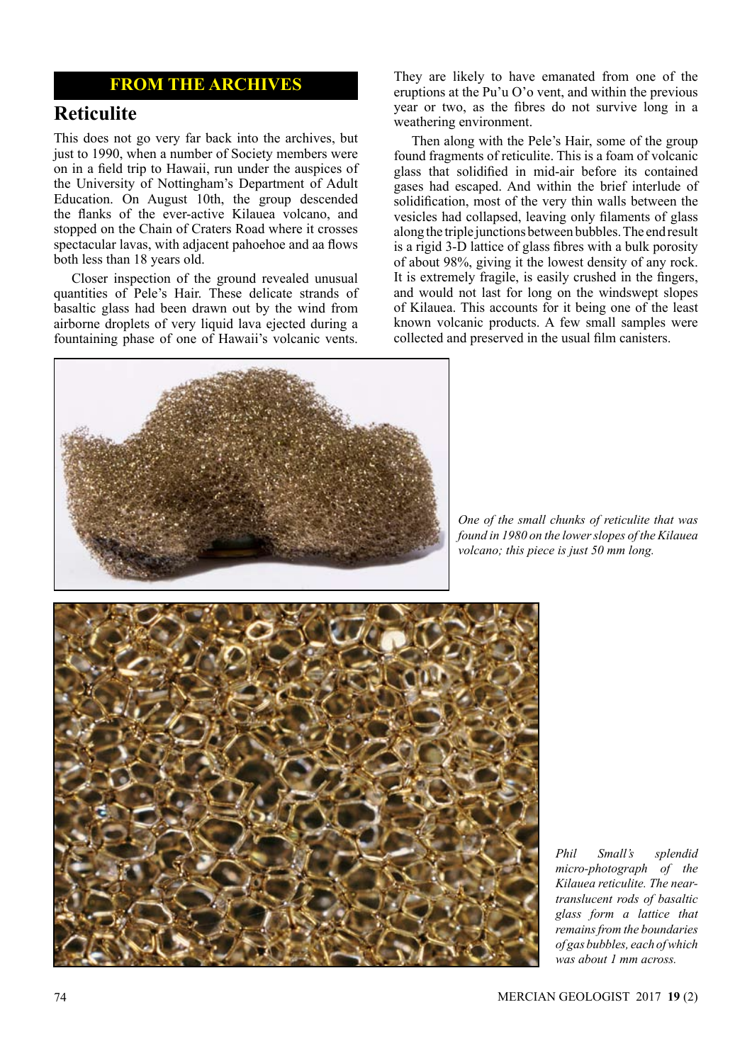## FROM THE ARCHIVES

# Reticulite

This does not go very far back into the archives, but just to 1990, when a number of Society members were on in a field trip to Hawaii, run under the auspices of the University of Nottingham's Department of Adult Education. On August 10th, the group descended the flanks of the ever-active Kilauea volcano, and stopped on the Chain of Craters Road where it crosses spectacular lavas, with adjacent pahoehoe and aa flows both less than 18 years old.

Closer inspection of the ground revealed unusual quantities of Pele's Hair. These delicate strands of basaltic glass had been drawn out by the wind from airborne droplets of very liquid lava ejected during a fountaining phase of one of Hawaii's volcanic vents. They are likely to have emanated from one of the eruptions at the Pu'u O'o vent, and within the previous year or two, as the fibres do not survive long in a weathering environment.

Then along with the Pele's Hair, some of the group found fragments of reticulite. This is a foam of volcanic glass that solidified in mid-air before its contained gases had escaped. And within the brief interlude of solidification, most of the very thin walls between the vesicles had collapsed, leaving only filaments of glass along the triple junctions between bubbles. The end result is a rigid 3-D lattice of glass fibres with a bulk porosity of about 98%, giving it the lowest density of any rock. It is extremely fragile, is easily crushed in the fingers, and would not last for long on the windswept slopes of Kilauea. This accounts for it being one of the least known volcanic products. A few small samples were collected and preserved in the usual film canisters.

*One of the small chunks of reticulite that was found in 1980 on the lower slopes of the Kilauea volcano; this piece is just 50 mm long.*

*Phil Small's splendid micro-photograph of the Kilauea reticulite. The near-translucent rods of basaltic glass form a lattice that remains from the boundaries of gas bubbles, each of which was about 1 mm across.*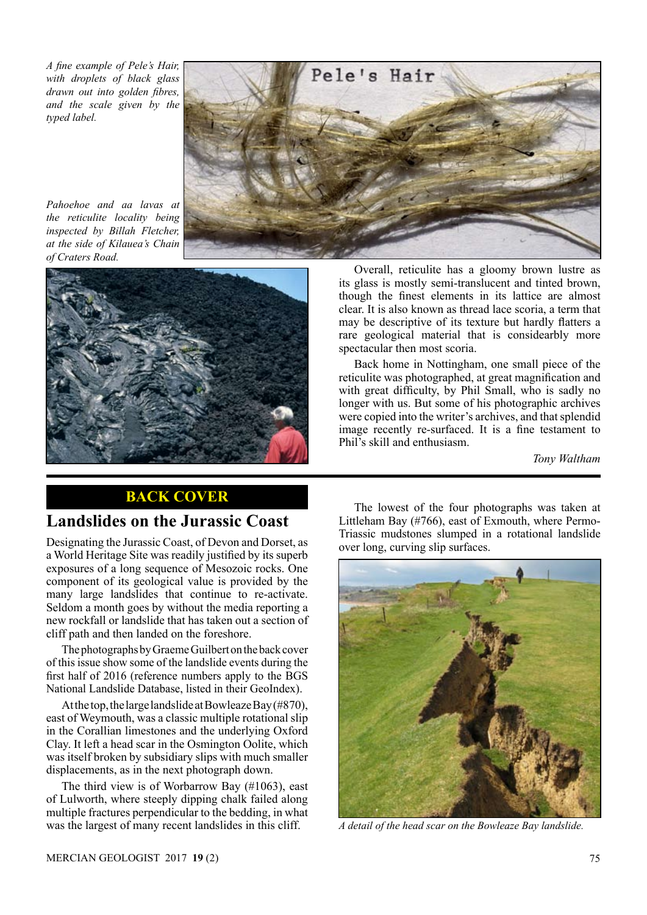A fine example of Pele's Hair, with droplets of black glass drawn out into golden fibres, and the scale given by the typed label.

Pahoehoe and aa lavas at the reticulite locality being inspected by Billah Fletcher, at the side of Kilauea's Chain of Craters Road.

Overall, reticulite has a gloomy brown lustre as its glass is mostly semi-translucent and tinted brown, though the finest elements in its lattice are almost clear. It is also known as thread lace scoria, a term that may be descriptive of its texture but hardly flatters a rare geological material that is considearbly more spectacular then most scoria.

Back home in Nottingham, one small piece of the reticulite was photographed, at great magnification and with great difficulty, by Phil Small, who is sadly no longer with us. But some of his photographic archives were copied into the writer's archives, and that splendid image recently re-surfaced. It is a fine testament to Phil's skill and enthusiasm.

*Tony Waltham*

---

## BACK COVER

## Landslides on the Jurassic Coast

Designating the Jurassic Coast, of Devon and Dorset, as a World Heritage Site was readily justified by its superb exposures of a long sequence of Mesozoic rocks. One component of its geological value is provided by the many large landslides that continue to re-activate. Seldom a month goes by without the media reporting a new rockfall or landslide that has taken out a section of cliff path and then landed on the foreshore.

The photographs by Graeme Guilbert on the back cover of this issue show some of the landslide events during the first half of 2016 (reference numbers apply to the BGS National Landslide Database, listed in their GeoIndex).

At the top, the large landslide at Bowleaze Bay (#870), east of Weymouth, was a classic multiple rotational slip in the Corallian limestones and the underlying Oxford Clay. It left a head scar in the Osmington Oolite, which was itself broken by subsidiary slips with much smaller displacements, as in the next photograph down.

The third view is of Worbarrow Bay (#1063), east of Lulworth, where steeply dipping chalk failed along multiple fractures perpendicular to the bedding, in what was the largest of many recent landslides in this cliff.

The lowest of the four photographs was taken at Littleham Bay (#766), east of Exmouth, where Permo-Triassic mudstones slumped in a rotational landslide over long, curving slip surfaces.

A detail of the head scar on the Bowleaze Bay landslide.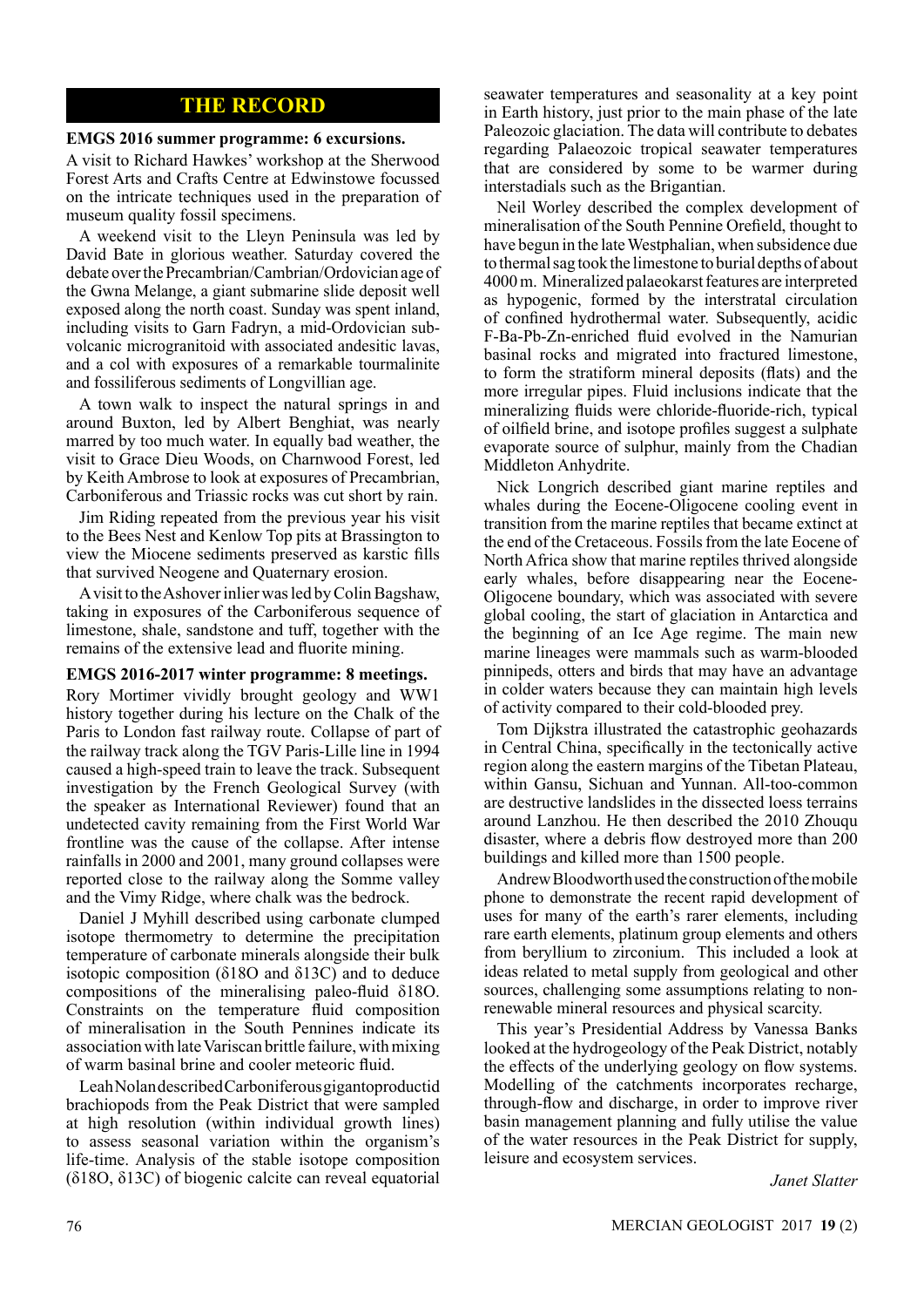## THE RECORD

**EMGS 2016 summer programme: 6 excursions.**

A visit to Richard Hawkes' workshop at the Sherwood Forest Arts and Crafts Centre at Edwinstowe focussed on the intricate techniques used in the preparation of museum quality fossil specimens.

A weekend visit to the Lleyn Peninsula was led by David Bate in glorious weather. Saturday covered the debate over the Precambrian/Cambrian/Ordovician age of the Gwna Melange, a giant submarine slide deposit well exposed along the north coast. Sunday was spent inland, including visits to Garn Fadryn, a mid-Ordovician sub-volcanic microgranitoid with associated andesitic lavas, and a col with exposures of a remarkable tourmalinite and fossiliferous sediments of Longvillian age.

A town walk to inspect the natural springs in and around Buxton, led by Albert Benghiat, was nearly marred by too much water. In equally bad weather, the visit to Grace Dieu Woods, on Charnwood Forest, led by Keith Ambrose to look at exposures of Precambrian, Carboniferous and Triassic rocks was cut short by rain.

Jim Riding repeated from the previous year his visit to the Bees Nest and Kenlow Top pits at Brassington to view the Miocene sediments preserved as karstic fills that survived Neogene and Quaternary erosion.

A visit to the Ashover inlier was led by Colin Bagshaw, taking in exposures of the Carboniferous sequence of limestone, shale, sandstone and tuff, together with the remains of the extensive lead and fluorite mining.

**EMGS 2016-2017 winter programme: 8 meetings.**

Rory Mortimer vividly brought geology and WW1 history together during his lecture on the Chalk of the Paris to London fast railway route. Collapse of part of the railway track along the TGV Paris-Lille line in 1994 caused a high-speed train to leave the track. Subsequent investigation by the French Geological Survey (with the speaker as International Reviewer) found that an undetected cavity remaining from the First World War frontline was the cause of the collapse. After intense rainfalls in 2000 and 2001, many ground collapses were reported close to the railway along the Somme valley and the Vimy Ridge, where chalk was the bedrock.

Daniel J Myhill described using carbonate clumped isotope thermometry to determine the precipitation temperature of carbonate minerals alongside their bulk isotopic composition ($\delta^{18}O$ and $\delta^{13}C$) and to deduce compositions of the mineralising paleo-fluid $\delta^{18}O$. Constraints on the temperature fluid composition of mineralisation in the South Pennines indicate its association with late Variscan brittle failure, with mixing of warm basinal brine and cooler meteoric fluid.

Leah Nolan described Carboniferous gigantoproductid brachiopods from the Peak District that were sampled at high resolution (within individual growth lines) to assess seasonal variation within the organism's life-time. Analysis of the stable isotope composition ($\delta^{18}O$, $\delta^{13}C$) of biogenic calcite can reveal equatorial seawater temperatures and seasonality at a key point in Earth history, just prior to the main phase of the late Paleozoic glaciation. The data will contribute to debates regarding Palaeozoic tropical seawater temperatures that are considered by some to be warmer during interstadials such as the Brigantian.

Neil Worley described the complex development of mineralisation of the South Pennine Orefield, thought to have begun in the late Westphalian, when subsidence due to thermal sag took the limestone to burial depths of about 4000 m. Mineralized palaeokarst features are interpreted as hypogenic, formed by the interstratal circulation of confined hydrothermal water. Subsequently, acidic F-Ba-Pb-Zn-enriched fluid evolved in the Namurian basinal rocks and migrated into fractured limestone, to form the stratiform mineral deposits (flats) and the more irregular pipes. Fluid inclusions indicate that the mineralizing fluids were chloride-fluoride-rich, typical of oilfield brine, and isotope profiles suggest a sulphate evaporate source of sulphur, mainly from the Chadian Middleton Anhydrite.

Nick Longrich described giant marine reptiles and whales during the Eocene-Oligocene cooling event in transition from the marine reptiles that became extinct at the end of the Cretaceous. Fossils from the late Eocene of North Africa show that marine reptiles thrived alongside early whales, before disappearing near the Eocene-Oligocene boundary, which was associated with severe global cooling, the start of glaciation in Antarctica and the beginning of an Ice Age regime. The main new marine lineages were mammals such as warm-blooded pinnipeds, otters and birds that may have an advantage in colder waters because they can maintain high levels of activity compared to their cold-blooded prey.

Tom Dijkstra illustrated the catastrophic geohazards in Central China, specifically in the tectonically active region along the eastern margins of the Tibetan Plateau, within Gansu, Sichuan and Yunnan. All-too-common are destructive landslides in the dissected loess terrains around Lanzhou. He then described the 2010 Zhouqu disaster, where a debris flow destroyed more than 200 buildings and killed more than 1500 people.

Andrew Bloodworth used the construction of the mobile phone to demonstrate the recent rapid development of uses for many of the earth's rarer elements, including rare earth elements, platinum group elements and others from beryllium to zirconium. This included a look at ideas related to metal supply from geological and other sources, challenging some assumptions relating to non-renewable mineral resources and physical scarcity.

This year's Presidential Address by Vanessa Banks looked at the hydrogeology of the Peak District, notably the effects of the underlying geology on flow systems. Modelling of the catchments incorporates recharge, through-flow and discharge, in order to improve river basin management planning and fully utilise the value of the water resources in the Peak District for supply, leisure and ecosystem services.

*Janet Slatter*